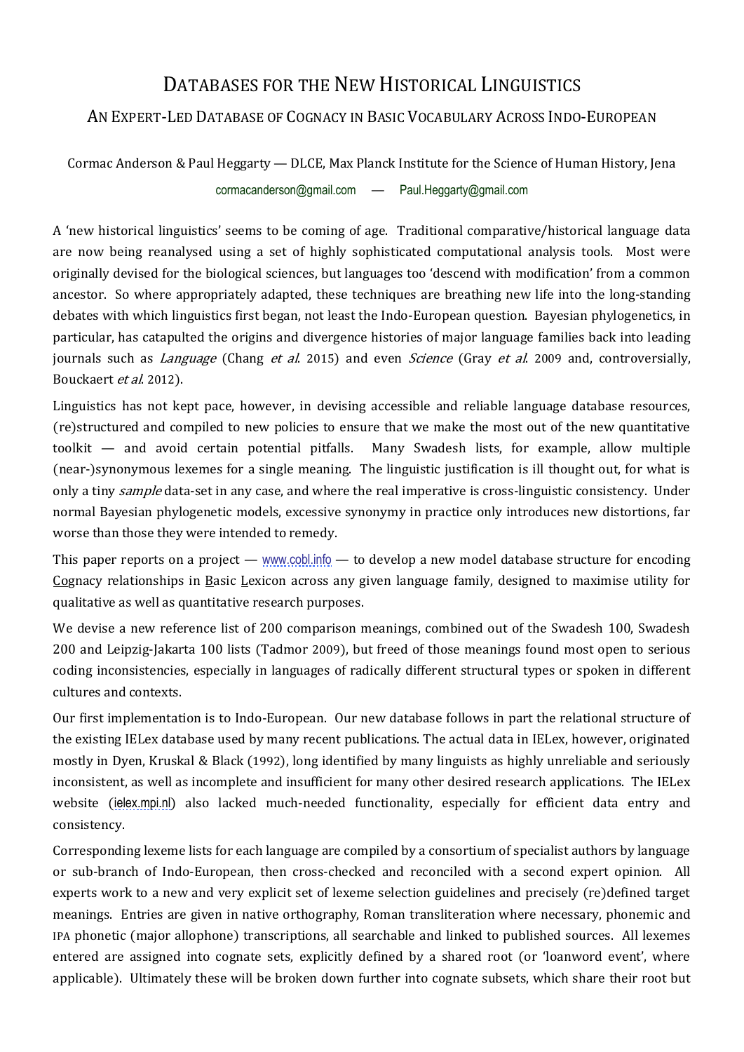# Databases for the New Historical Linguistics

## An Expert-Led Database of Cognacy in Basic Vocabulary Across Indo-European

Cormac Anderson & Paul Heggarty — DLCE, Max Planck Institute for the Science of Human History, Jena

cormacanderson@gmail.com — Paul.Heggarty@gmail.com

A 'new historical linguistics' seems to be coming of age. Traditional comparative/historical language data are now being reanalysed using a set of highly sophisticated computational analysis tools. Most were originally devised for the biological sciences, but languages too 'descend with modification' from a common ancestor. So where appropriately adapted, these techniques are breathing new life into the long-standing debates with which linguistics first began, not least the Indo-European question. Bayesian phylogenetics, in particular, has catapulted the origins and divergence histories of major language families back into leading journals such as *Language* (Chang *et al.* 2015) and even *Science* (Gray *et al.* 2009 and, controversially, Bouckaert *et al.* 2012).

Linguistics has not kept pace, however, in devising accessible and reliable language database resources, (re)structured and compiled to new policies to ensure that we make the most out of the new quantitative toolkit — and avoid certain potential pitfalls. Many Swadesh lists, for example, allow multiple (near-)synonymous lexemes for a single meaning. The linguistic justification is ill thought out, for what is only a tiny *sample* data-set in any case, and where the real imperative is cross-linguistic consistency. Under normal Bayesian phylogenetic models, excessive synonymy in practice only introduces new distortions, far worse than those they were intended to remedy.

This paper reports on a project — www.cobl.info — to develop a new model database structure for encoding Cognacy relationships in Basic Lexicon across any given language family, designed to maximise utility for qualitative as well as quantitative research purposes.

We devise a new reference list of 200 comparison meanings, combined out of the Swadesh 100, Swadesh 200 and Leipzig-Jakarta 100 lists (Tadmor 2009), but freed of those meanings found most open to serious coding inconsistencies, especially in languages of radically different structural types or spoken in different cultures and contexts.

Our first implementation is to Indo-European. Our new database follows in part the relational structure of the existing IELex database used by many recent publications. The actual data in IELex, however, originated mostly in Dyen, Kruskal & Black (1992), long identified by many linguists as highly unreliable and seriously inconsistent, as well as incomplete and insufficient for many other desired research applications. The IELex website (ielex.mpi.nl) also lacked much-needed functionality, especially for efficient data entry and consistency.

Corresponding lexeme lists for each language are compiled by a consortium of specialist authors by language or sub-branch of Indo-European, then cross-checked and reconciled with a second expert opinion. All experts work to a new and very explicit set of lexeme selection guidelines and precisely (re)defined target meanings. Entries are given in native orthography, Roman transliteration where necessary, phonemic and IPA phonetic (major allophone) transcriptions, all searchable and linked to published sources. All lexemes entered are assigned into cognate sets, explicitly defined by a shared root (or 'loanword event', where applicable). Ultimately these will be broken down further into cognate subsets, which share their root but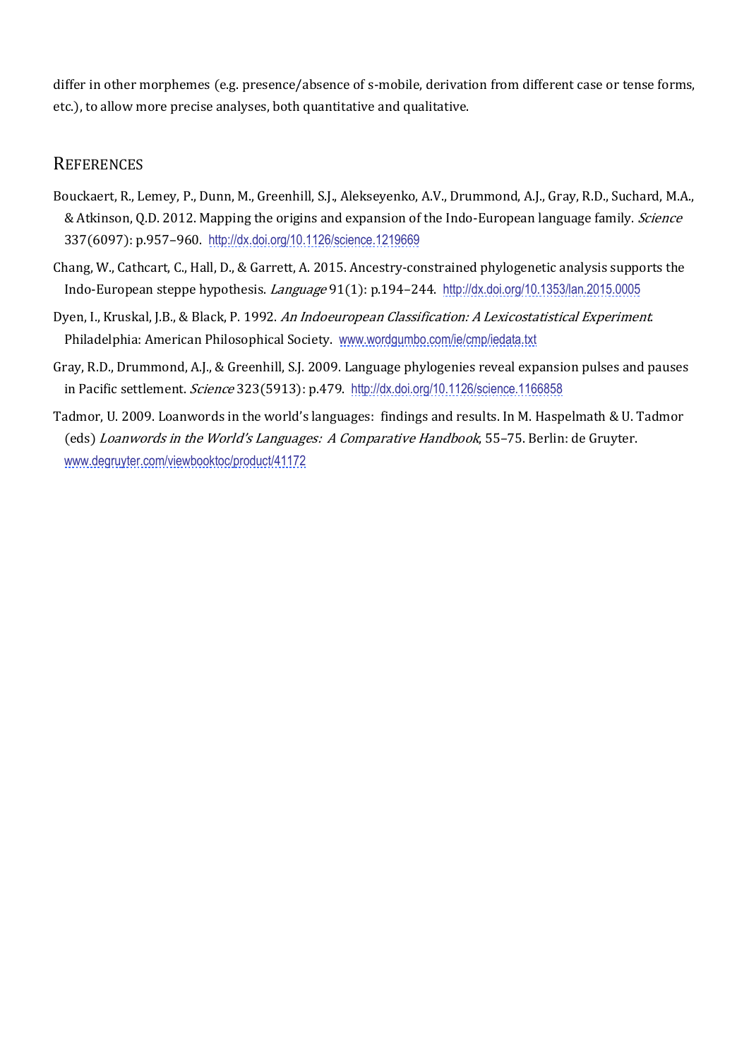differ in other morphemes (e.g. presence/absence of s-mobile, derivation from different case or tense forms, etc.), to allow more precise analyses, both quantitative and qualitative.

## References

Bouckaert, R., Lemey, P., Dunn, M., Greenhill, S.J., Alekseyenko, A.V., Drummond, A.J., Gray, R.D., Suchard, M.A., & Atkinson, Q.D. 2012. Mapping the origins and expansion of the Indo-European language family. *Science* 337(6097): p.957–960. http://dx.doi.org/10.1126/science.1219669

Chang, W., Cathcart, C., Hall, D., & Garrett, A. 2015. Ancestry-constrained phylogenetic analysis supports the Indo-European steppe hypothesis. *Language* 91(1): p.194–244. http://dx.doi.org/10.1353/lan.2015.0005

Dyen, I., Kruskal, J.B., & Black, P. 1992. *An Indoeuropean Classification: A Lexicostatistical Experiment*. Philadelphia: American Philosophical Society. www.wordgumbo.com/ie/cmp/iedata.txt

Gray, R.D., Drummond, A.J., & Greenhill, S.J. 2009. Language phylogenies reveal expansion pulses and pauses in Pacific settlement. *Science* 323(5913): p.479. http://dx.doi.org/10.1126/science.1166858

Tadmor, U. 2009. Loanwords in the world's languages: findings and results. In M. Haspelmath & U. Tadmor (eds) *Loanwords in the World's Languages: A Comparative Handbook*, 55–75. Berlin: de Gruyter. www.degruyter.com/viewbooktoc/product/41172